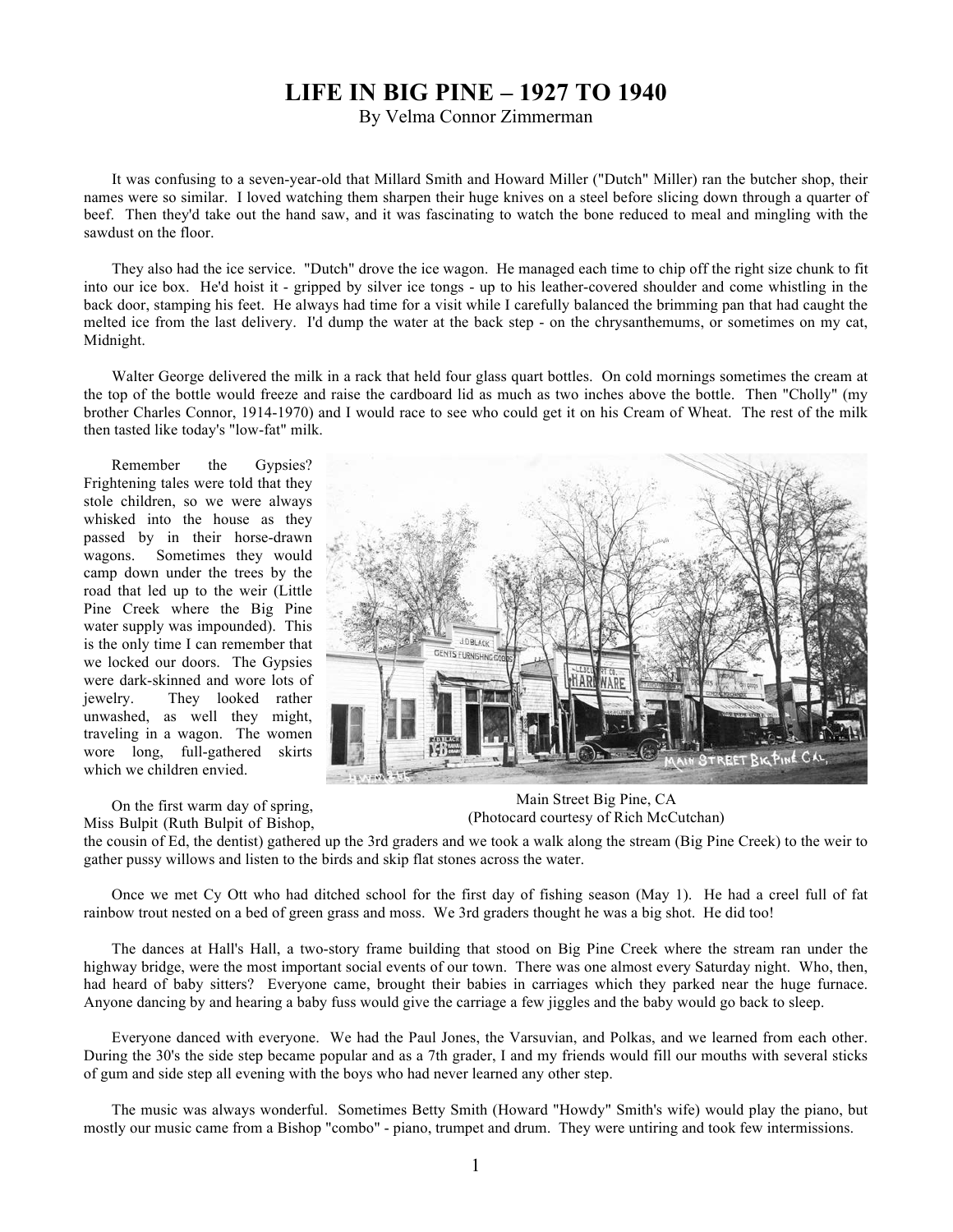# LIFE IN BIG PINE – 1927 TO 1940

By Velma Connor Zimmerman

It was confusing to a seven-year-old that Millard Smith and Howard Miller ("Dutch" Miller) ran the butcher shop, their names were so similar. I loved watching them sharpen their huge knives on a steel before slicing down through a quarter of beef. Then they'd take out the hand saw, and it was fascinating to watch the bone reduced to meal and mingling with the sawdust on the floor.

They also had the ice service. "Dutch" drove the ice wagon. He managed each time to chip off the right size chunk to fit into our ice box. He'd hoist it - gripped by silver ice tongs - up to his leather-covered shoulder and come whistling in the back door, stamping his feet. He always had time for a visit while I carefully balanced the brimming pan that had caught the melted ice from the last delivery. I'd dump the water at the back step - on the chrysanthemums, or sometimes on my cat, Midnight.

Walter George delivered the milk in a rack that held four glass quart bottles. On cold mornings sometimes the cream at the top of the bottle would freeze and raise the cardboard lid as much as two inches above the bottle. Then "Cholly" (my brother Charles Connor, 1914-1970) and I would race to see who could get it on his Cream of Wheat. The rest of the milk then tasted like today's "low-fat" milk.

Remember the Gypsies? Frightening tales were told that they stole children, so we were always whisked into the house as they passed by in their horse-drawn wagons. Sometimes they would camp down under the trees by the road that led up to the weir (Little Pine Creek where the Big Pine water supply was impounded). This is the only time I can remember that we locked our doors. The Gypsies were dark-skinned and wore lots of jewelry. They looked rather unwashed, as well they might, traveling in a wagon. The women wore long, full-gathered skirts which we children envied.

Main Street Big Pine, CA
(Photocard courtesy of Rich McCutchan)

On the first warm day of spring, Miss Bulpit (Ruth Bulpit of Bishop, the cousin of Ed, the dentist) gathered up the 3rd graders and we took a walk along the stream (Big Pine Creek) to the weir to gather pussy willows and listen to the birds and skip flat stones across the water.

Once we met Cy Ott who had ditched school for the first day of fishing season (May 1). He had a creel full of fat rainbow trout nested on a bed of green grass and moss. We 3rd graders thought he was a big shot. He did too!

The dances at Hall's Hall, a two-story frame building that stood on Big Pine Creek where the stream ran under the highway bridge, were the most important social events of our town. There was one almost every Saturday night. Who, then, had heard of baby sitters? Everyone came, brought their babies in carriages which they parked near the huge furnace. Anyone dancing by and hearing a baby fuss would give the carriage a few jiggles and the baby would go back to sleep.

Everyone danced with everyone. We had the Paul Jones, the Varsuvian, and Polkas, and we learned from each other. During the 30's the side step became popular and as a 7th grader, I and my friends would fill our mouths with several sticks of gum and side step all evening with the boys who had never learned any other step.

The music was always wonderful. Sometimes Betty Smith (Howard "Howdy" Smith's wife) would play the piano, but mostly our music came from a Bishop "combo" - piano, trumpet and drum. They were untiring and took few intermissions.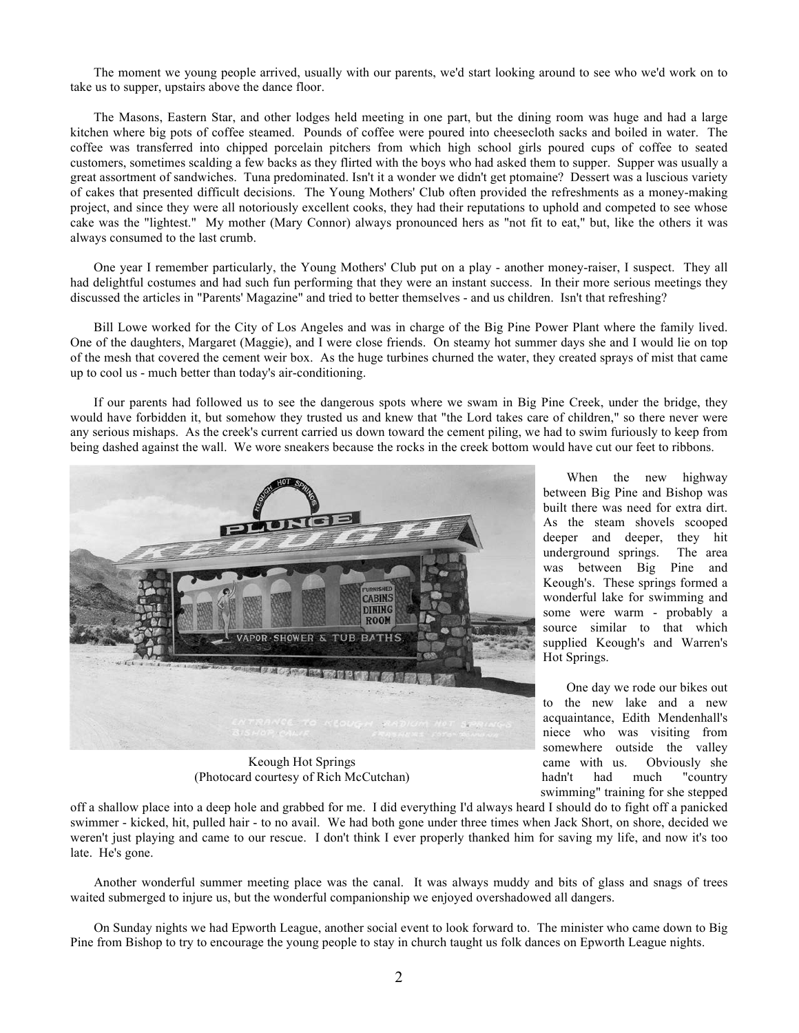The moment we young people arrived, usually with our parents, we'd start looking around to see who we'd work on to take us to supper, upstairs above the dance floor.

The Masons, Eastern Star, and other lodges held meeting in one part, but the dining room was huge and had a large kitchen where big pots of coffee steamed. Pounds of coffee were poured into cheesecloth sacks and boiled in water. The coffee was transferred into chipped porcelain pitchers from which high school girls poured cups of coffee to seated customers, sometimes scalding a few backs as they flirted with the boys who had asked them to supper. Supper was usually a great assortment of sandwiches. Tuna predominated. Isn't it a wonder we didn't get ptomaine? Dessert was a luscious variety of cakes that presented difficult decisions. The Young Mothers' Club often provided the refreshments as a money-making project, and since they were all notoriously excellent cooks, they had their reputations to uphold and competed to see whose cake was the "lightest." My mother (Mary Connor) always pronounced hers as "not fit to eat," but, like the others it was always consumed to the last crumb.

One year I remember particularly, the Young Mothers' Club put on a play - another money-raiser, I suspect. They all had delightful costumes and had such fun performing that they were an instant success. In their more serious meetings they discussed the articles in "Parents' Magazine" and tried to better themselves - and us children. Isn't that refreshing?

Bill Lowe worked for the City of Los Angeles and was in charge of the Big Pine Power Plant where the family lived. One of the daughters, Margaret (Maggie), and I were close friends. On steamy hot summer days she and I would lie on top of the mesh that covered the cement weir box. As the huge turbines churned the water, they created sprays of mist that came up to cool us - much better than today's air-conditioning.

If our parents had followed us to see the dangerous spots where we swam in Big Pine Creek, under the bridge, they would have forbidden it, but somehow they trusted us and knew that "the Lord takes care of children," so there never were any serious mishaps. As the creek's current carried us down toward the cement piling, we had to swim furiously to keep from being dashed against the wall. We wore sneakers because the rocks in the creek bottom would have cut our feet to ribbons.

Keough Hot Springs
(Photocard courtesy of Rich McCutchan)

When the new highway between Big Pine and Bishop was built there was need for extra dirt. As the steam shovels scooped deeper and deeper, they hit underground springs. The area was between Big Pine and Keough's. These springs formed a wonderful lake for swimming and some were warm - probably a source similar to that which supplied Keough's and Warren's Hot Springs.

One day we rode our bikes out to the new lake and a new acquaintance, Edith Mendenhall's niece who was visiting from somewhere outside the valley came with us. Obviously she hadn't had much "country swimming" training for she stepped off a shallow place into a deep hole and grabbed for me. I did everything I'd always heard I should do to fight off a panicked swimmer - kicked, hit, pulled hair - to no avail. We had both gone under three times when Jack Short, on shore, decided we weren't just playing and came to our rescue. I don't think I ever properly thanked him for saving my life, and now it's too late. He's gone.

Another wonderful summer meeting place was the canal. It was always muddy and bits of glass and snags of trees waited submerged to injure us, but the wonderful companionship we enjoyed overshadowed all dangers.

On Sunday nights we had Epworth League, another social event to look forward to. The minister who came down to Big Pine from Bishop to try to encourage the young people to stay in church taught us folk dances on Epworth League nights.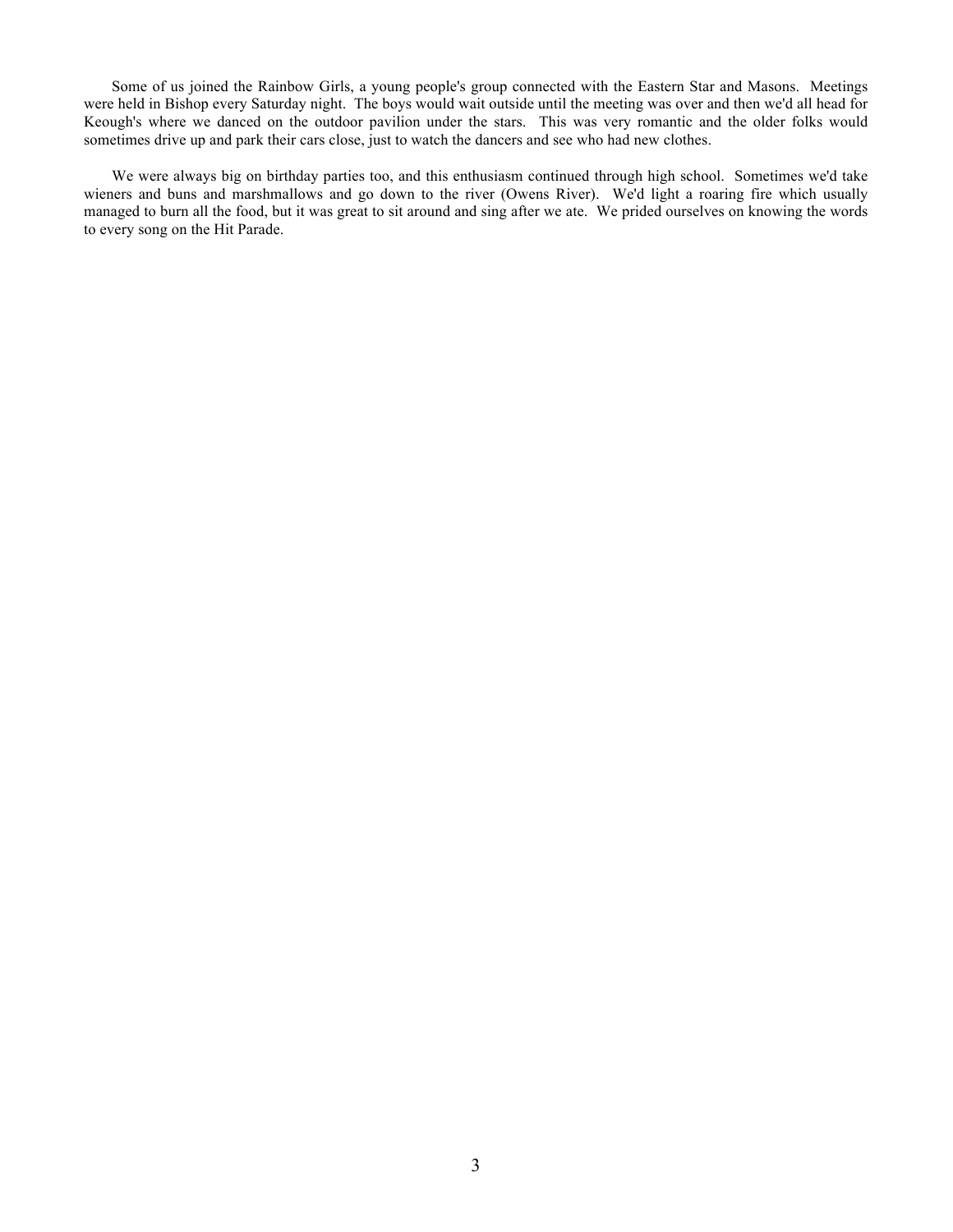Some of us joined the Rainbow Girls, a young people's group connected with the Eastern Star and Masons. Meetings were held in Bishop every Saturday night. The boys would wait outside until the meeting was over and then we'd all head for Keough's where we danced on the outdoor pavilion under the stars. This was very romantic and the older folks would sometimes drive up and park their cars close, just to watch the dancers and see who had new clothes.

We were always big on birthday parties too, and this enthusiasm continued through high school. Sometimes we'd take wieners and buns and marshmallows and go down to the river (Owens River). We'd light a roaring fire which usually managed to burn all the food, but it was great to sit around and sing after we ate. We prided ourselves on knowing the words to every song on the Hit Parade.